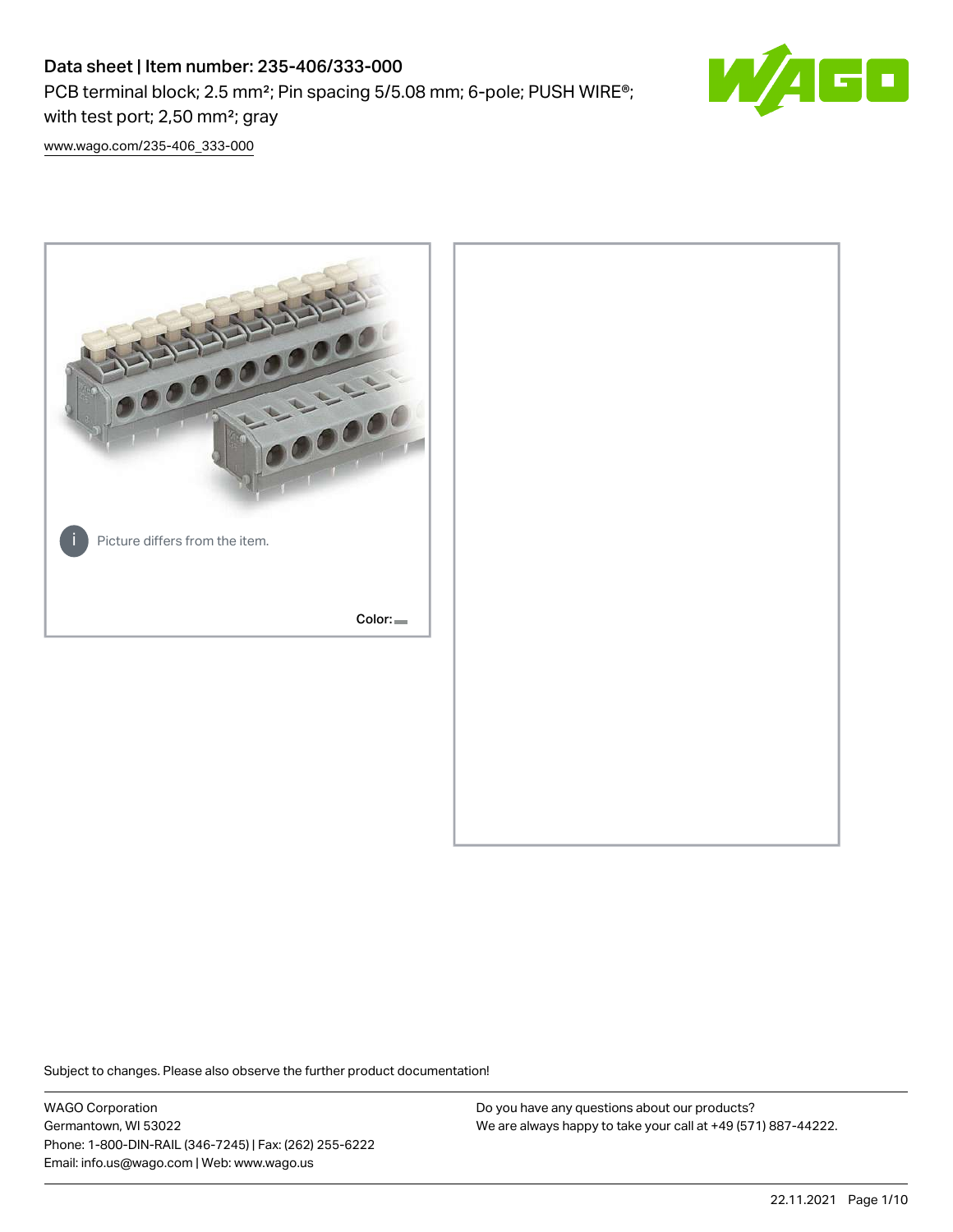# Data sheet | Item number: 235-406/333-000

PCB terminal block; 2.5 mm²; Pin spacing 5/5.08 mm; 6-pole; PUSH WIRE®; with test port; 2,50 mm²; gray

www.wago.com/235-406_333-000

Picture differs from the item.

Color:

Subject to changes. Please also observe the further product documentation!

WAGO Corporation
Germantown, WI 53022
Phone: 1-800-DIN-RAIL (346-7245) | Fax: (262) 255-6222
Email: info.us@wago.com | Web: www.wago.us

Do you have any questions about our products?
We are always happy to take your call at +49 (571) 887-44222.

22.11.2021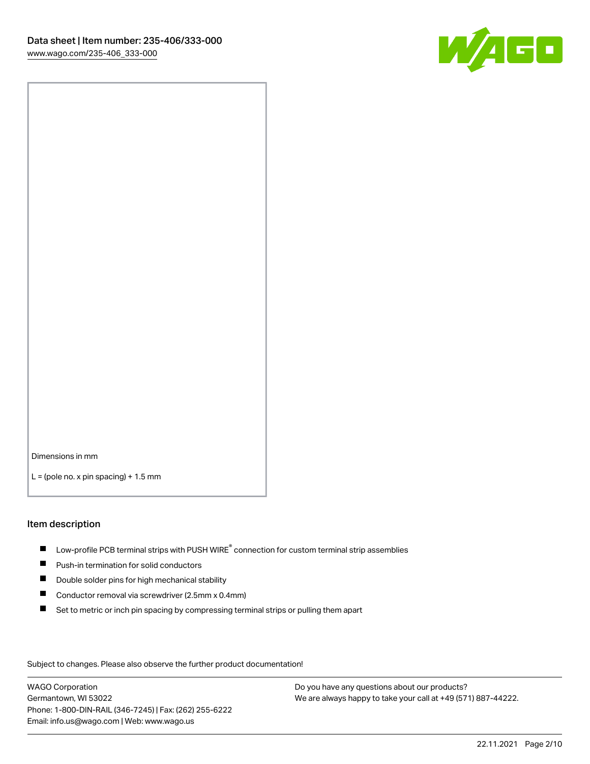Dimensions in mm

L = (pole no. x pin spacing) + 1.5 mm

## Item description

- Low-profile PCB terminal strips with PUSH WIRE® connection for custom terminal strip assemblies
- Push-in termination for solid conductors
- Double solder pins for high mechanical stability
- Conductor removal via screwdriver (2.5mm x 0.4mm)
- Set to metric or inch pin spacing by compressing terminal strips or pulling them apart

Subject to changes. Please also observe the further product documentation!

WAGO Corporation
Germantown, WI 53022
Phone: 1-800-DIN-RAIL (346-7245) | Fax: (262) 255-6222
Email: info.us@wago.com | Web: www.wago.us

Do you have any questions about our products?
We are always happy to take your call at +49 (571) 887-44222.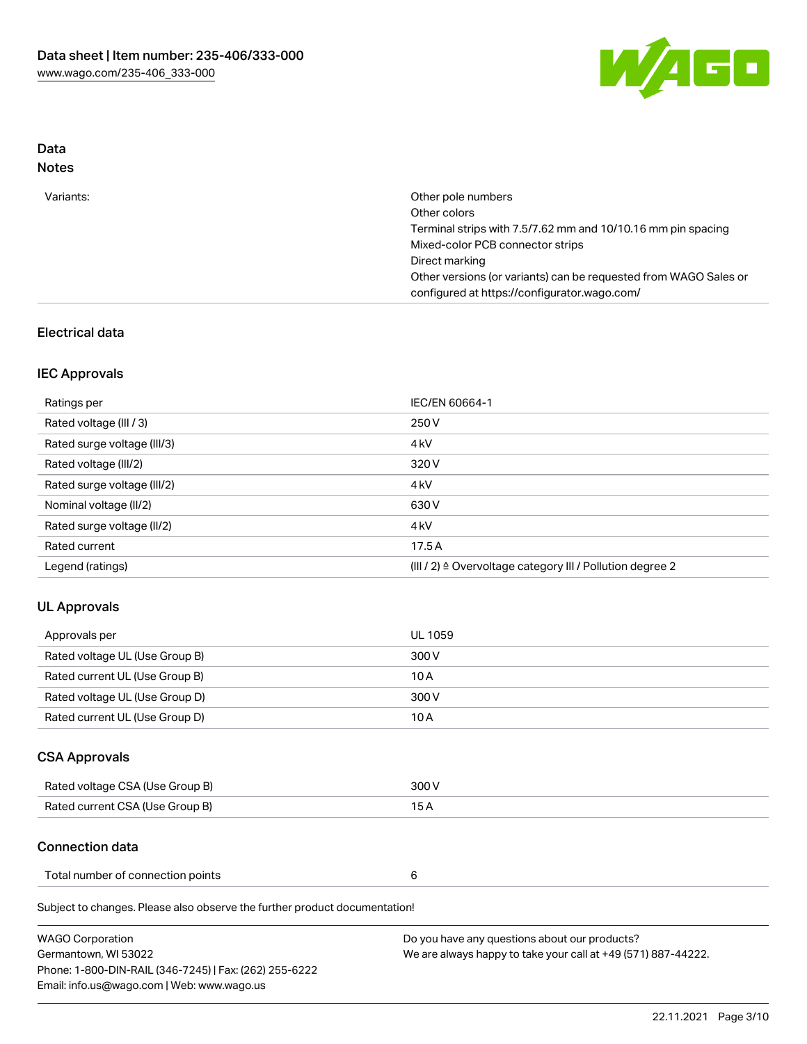## Data

### Notes

| | |
|---|---|
| Variants: | Other pole numbers<br>Other colors<br>Terminal strips with 7.5/7.62 mm and 10/10.16 mm pin spacing<br>Mixed-color PCB connector strips<br>Direct marking<br>Other versions (or variants) can be requested from WAGO Sales or configured at https://configurator.wago.com/ |

## Electrical data

### IEC Approvals

| | |
|---|---|
| Ratings per | IEC/EN 60664-1 |
| Rated voltage (III / 3) | 250 V |
| Rated surge voltage (III/3) | 4 kV |
| Rated voltage (III/2) | 320 V |
| Rated surge voltage (III/2) | 4 kV |
| Nominal voltage (II/2) | 630 V |
| Rated surge voltage (II/2) | 4 kV |
| Rated current | 17.5 A |
| Legend (ratings) | (III / 2) ≙ Overvoltage category III / Pollution degree 2 |

### UL Approvals

| | |
|---|---|
| Approvals per | UL 1059 |
| Rated voltage UL (Use Group B) | 300 V |
| Rated current UL (Use Group B) | 10 A |
| Rated voltage UL (Use Group D) | 300 V |
| Rated current UL (Use Group D) | 10 A |

### CSA Approvals

| | |
|---|---|
| Rated voltage CSA (Use Group B) | 300 V |
| Rated current CSA (Use Group B) | 15 A |

### Connection data

| | |
|---|---|
| Total number of connection points | 6 |

Subject to changes. Please also observe the further product documentation!

WAGO Corporation
Germantown, WI 53022
Phone: 1-800-DIN-RAIL (346-7245) | Fax: (262) 255-6222
Email: info.us@wago.com | Web: www.wago.us

Do you have any questions about our products?
We are always happy to take your call at +49 (571) 887-44222.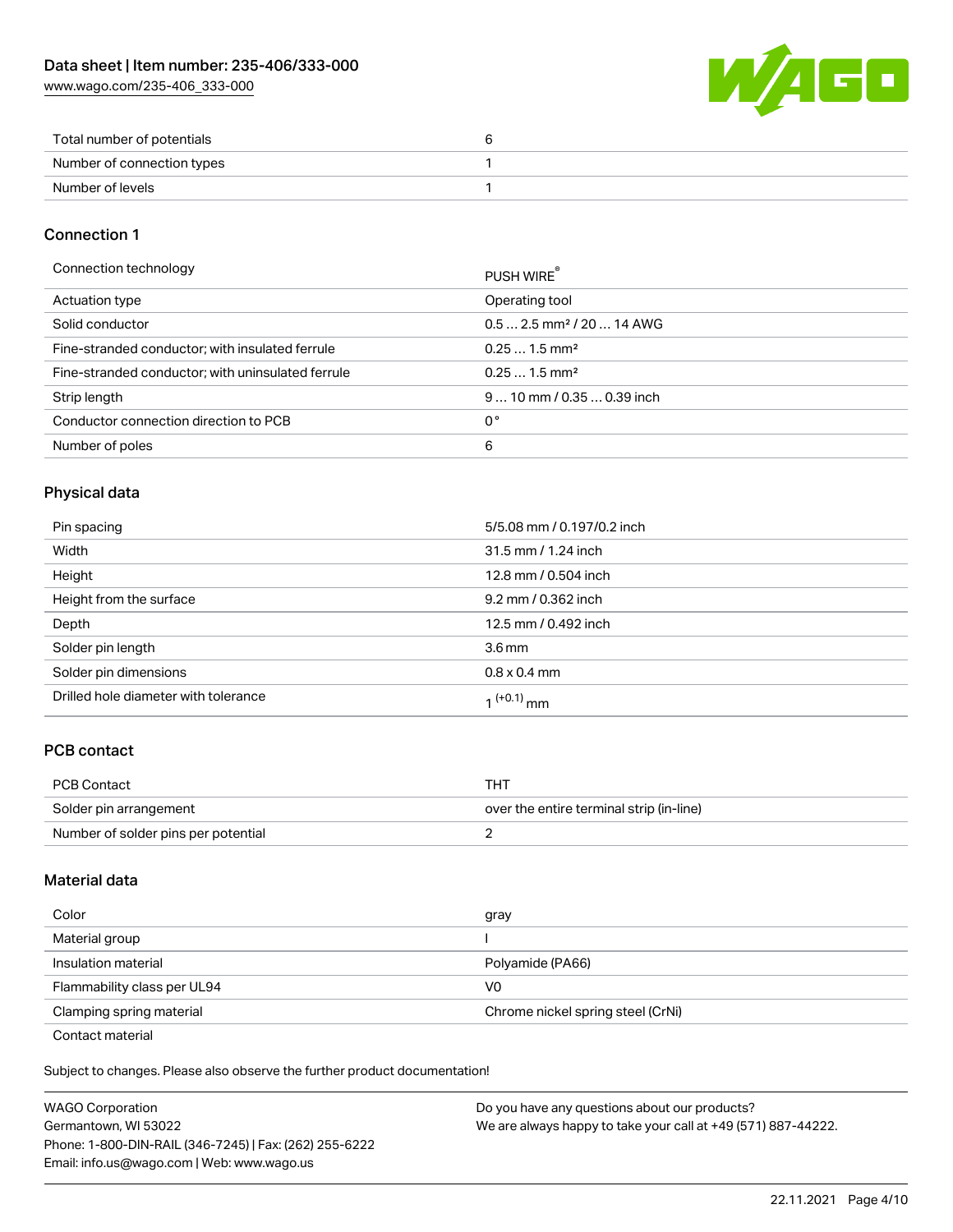| | |
|---|---|
| Total number of potentials | 6 |
| Number of connection types | 1 |
| Number of levels | 1 |

## Connection 1

| | |
|---|---|
| Connection technology | PUSH WIRE® |
| Actuation type | Operating tool |
| Solid conductor | 0.5 … 2.5 mm² / 20 … 14 AWG |
| Fine-stranded conductor; with insulated ferrule | 0.25 … 1.5 mm² |
| Fine-stranded conductor; with uninsulated ferrule | 0.25 … 1.5 mm² |
| Strip length | 9 … 10 mm / 0.35 … 0.39 inch |
| Conductor connection direction to PCB | 0 ° |
| Number of poles | 6 |

## Physical data

| | |
|---|---|
| Pin spacing | 5/5.08 mm / 0.197/0.2 inch |
| Width | 31.5 mm / 1.24 inch |
| Height | 12.8 mm / 0.504 inch |
| Height from the surface | 9.2 mm / 0.362 inch |
| Depth | 12.5 mm / 0.492 inch |
| Solder pin length | 3.6 mm |
| Solder pin dimensions | 0.8 x 0.4 mm |
| Drilled hole diameter with tolerance | $1^{(+0.1)}$ mm |

## PCB contact

| | |
|---|---|
| PCB Contact | THT |
| Solder pin arrangement | over the entire terminal strip (in-line) |
| Number of solder pins per potential | 2 |

## Material data

| | |
|---|---|
| Color | gray |
| Material group | I |
| Insulation material | Polyamide (PA66) |
| Flammability class per UL94 | V0 |
| Clamping spring material | Chrome nickel spring steel (CrNi) |
| Contact material | |

Subject to changes. Please also observe the further product documentation!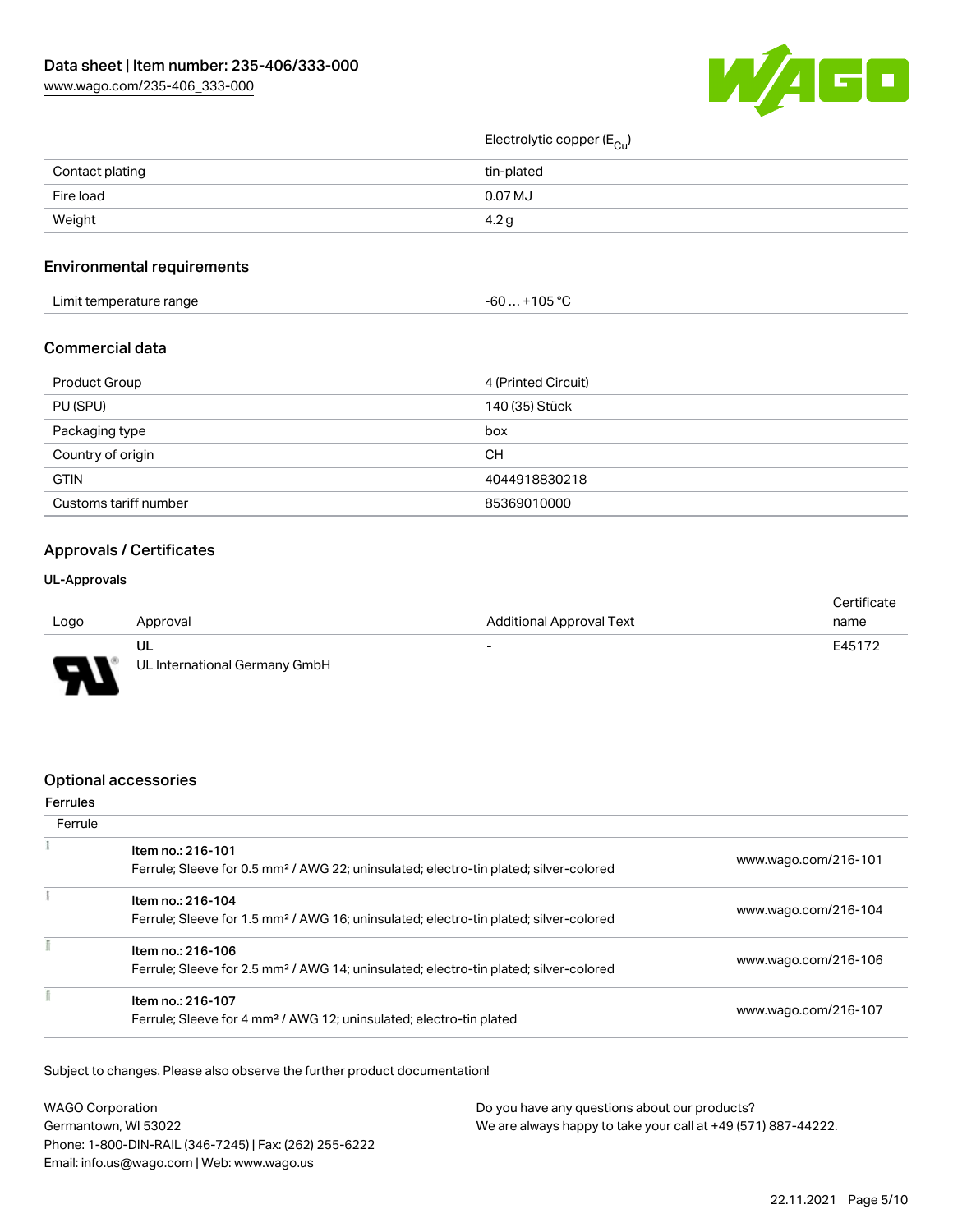| | |
|---|---|
| | Electrolytic copper ($E_{Cu}$) |
| Contact plating | tin-plated |
| Fire load | 0.07 MJ |
| Weight | 4.2 g |

## Environmental requirements

| | |
|---|---|
| Limit temperature range | -60 … +105 °C |

## Commercial data

| | |
|---|---|
| Product Group | 4 (Printed Circuit) |
| PU (SPU) | 140 (35) Stück |
| Packaging type | box |
| Country of origin | CH |
| GTIN | 4044918830218 |
| Customs tariff number | 85369010000 |

## Approvals / Certificates

### UL-Approvals

| Logo | Approval | Additional Approval Text | Certificate name |
|---|---|---|---|
| | **UL**<br>UL International Germany GmbH | - | E45172 |

## Optional accessories

### Ferrules

| Ferrule | | |
|---|---|---|
| | **Item no.: 216-101**<br>Ferrule; Sleeve for 0.5 mm² / AWG 22; uninsulated; electro-tin plated; silver-colored | www.wago.com/216-101 |
| | **Item no.: 216-104**<br>Ferrule; Sleeve for 1.5 mm² / AWG 16; uninsulated; electro-tin plated; silver-colored | www.wago.com/216-104 |
| | **Item no.: 216-106**<br>Ferrule; Sleeve for 2.5 mm² / AWG 14; uninsulated; electro-tin plated; silver-colored | www.wago.com/216-106 |
| | **Item no.: 216-107**<br>Ferrule; Sleeve for 4 mm² / AWG 12; uninsulated; electro-tin plated | www.wago.com/216-107 |

Subject to changes. Please also observe the further product documentation!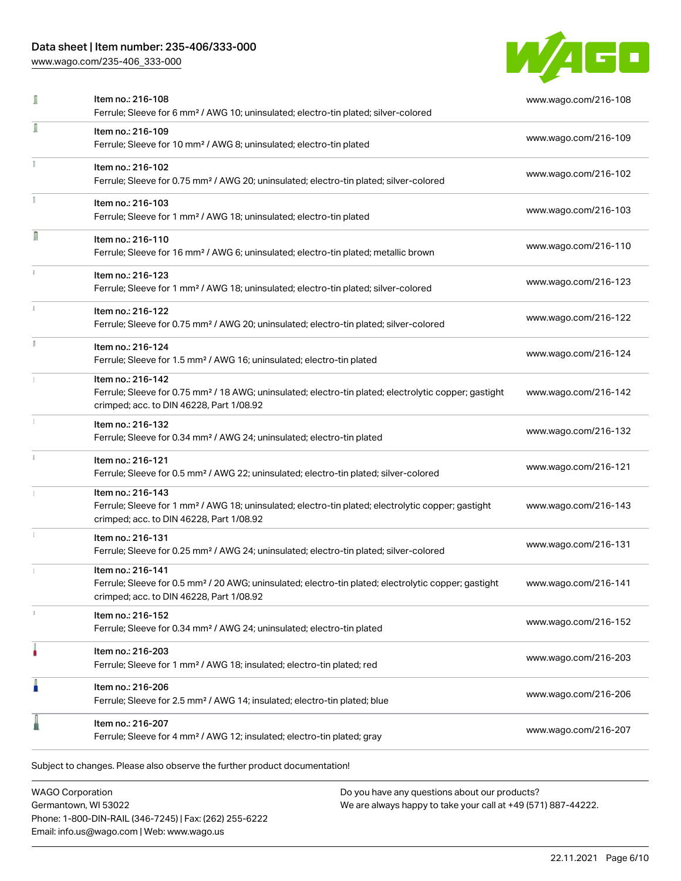| Item | Description | Link |
| --- | --- | --- |
| | Item no.: 216-108<br>Ferrule; Sleeve for 6 mm² / AWG 10; uninsulated; electro-tin plated; silver-colored | www.wago.com/216-108 |
| | Item no.: 216-109<br>Ferrule; Sleeve for 10 mm² / AWG 8; uninsulated; electro-tin plated | www.wago.com/216-109 |
| | Item no.: 216-102<br>Ferrule; Sleeve for 0.75 mm² / AWG 20; uninsulated; electro-tin plated; silver-colored | www.wago.com/216-102 |
| | Item no.: 216-103<br>Ferrule; Sleeve for 1 mm² / AWG 18; uninsulated; electro-tin plated | www.wago.com/216-103 |
| | Item no.: 216-110<br>Ferrule; Sleeve for 16 mm² / AWG 6; uninsulated; electro-tin plated; metallic brown | www.wago.com/216-110 |
| | Item no.: 216-123<br>Ferrule; Sleeve for 1 mm² / AWG 18; uninsulated; electro-tin plated; silver-colored | www.wago.com/216-123 |
| | Item no.: 216-122<br>Ferrule; Sleeve for 0.75 mm² / AWG 20; uninsulated; electro-tin plated; silver-colored | www.wago.com/216-122 |
| | Item no.: 216-124<br>Ferrule; Sleeve for 1.5 mm² / AWG 16; uninsulated; electro-tin plated | www.wago.com/216-124 |
| | Item no.: 216-142<br>Ferrule; Sleeve for 0.75 mm² / 18 AWG; uninsulated; electro-tin plated; electrolytic copper; gastight crimped; acc. to DIN 46228, Part 1/08.92 | www.wago.com/216-142 |
| | Item no.: 216-132<br>Ferrule; Sleeve for 0.34 mm² / AWG 24; uninsulated; electro-tin plated | www.wago.com/216-132 |
| | Item no.: 216-121<br>Ferrule; Sleeve for 0.5 mm² / AWG 22; uninsulated; electro-tin plated; silver-colored | www.wago.com/216-121 |
| | Item no.: 216-143<br>Ferrule; Sleeve for 1 mm² / AWG 18; uninsulated; electro-tin plated; electrolytic copper; gastight crimped; acc. to DIN 46228, Part 1/08.92 | www.wago.com/216-143 |
| | Item no.: 216-131<br>Ferrule; Sleeve for 0.25 mm² / AWG 24; uninsulated; electro-tin plated; silver-colored | www.wago.com/216-131 |
| | Item no.: 216-141<br>Ferrule; Sleeve for 0.5 mm² / 20 AWG; uninsulated; electro-tin plated; electrolytic copper; gastight crimped; acc. to DIN 46228, Part 1/08.92 | www.wago.com/216-141 |
| | Item no.: 216-152<br>Ferrule; Sleeve for 0.34 mm² / AWG 24; uninsulated; electro-tin plated | www.wago.com/216-152 |
| | Item no.: 216-203<br>Ferrule; Sleeve for 1 mm² / AWG 18; insulated; electro-tin plated; red | www.wago.com/216-203 |
| | Item no.: 216-206<br>Ferrule; Sleeve for 2.5 mm² / AWG 14; insulated; electro-tin plated; blue | www.wago.com/216-206 |
| | Item no.: 216-207<br>Ferrule; Sleeve for 4 mm² / AWG 12; insulated; electro-tin plated; gray | www.wago.com/216-207 |

Subject to changes. Please also observe the further product documentation!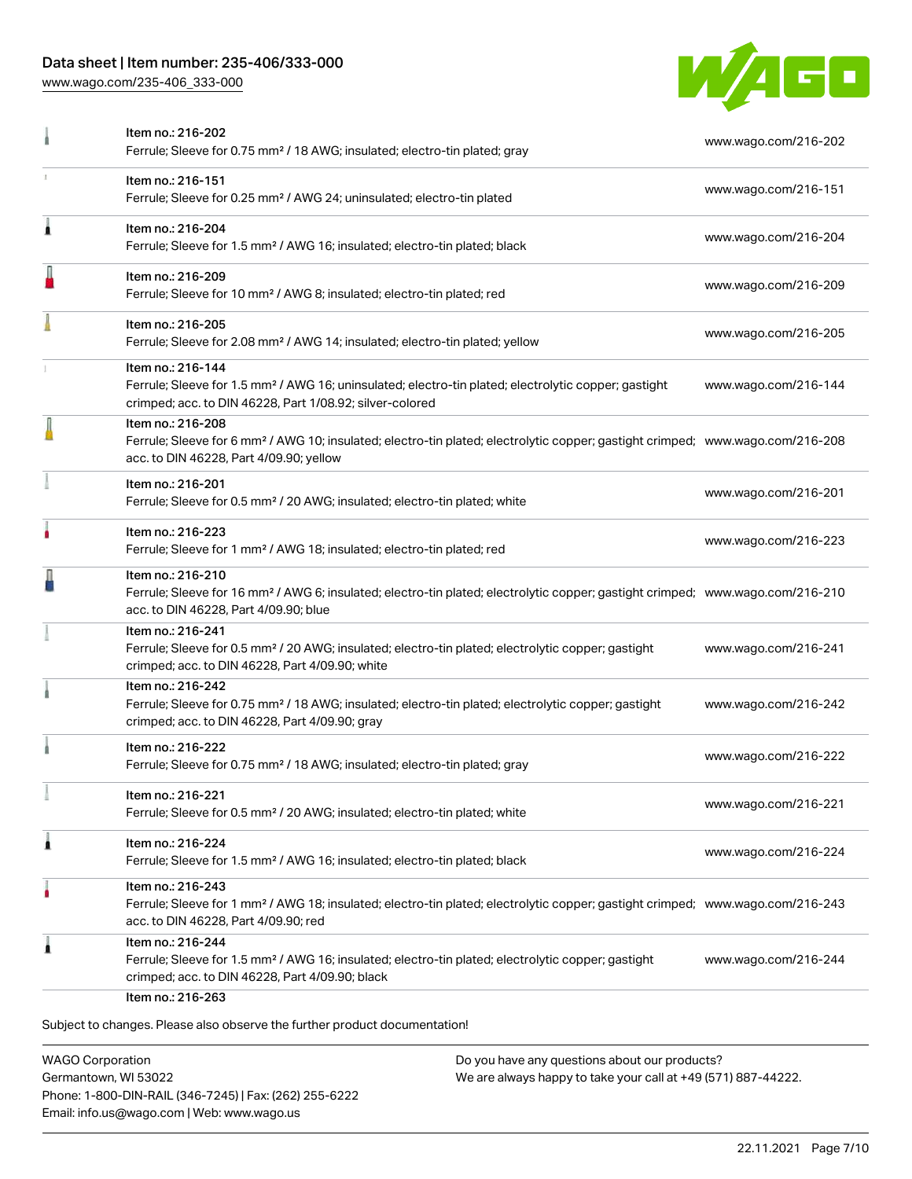| Item | Link |
|---|---|
| Item no.: 216-202<br>Ferrule; Sleeve for 0.75 mm² / 18 AWG; insulated; electro-tin plated; gray | www.wago.com/216-202 |
| Item no.: 216-151<br>Ferrule; Sleeve for 0.25 mm² / AWG 24; uninsulated; electro-tin plated | www.wago.com/216-151 |
| Item no.: 216-204<br>Ferrule; Sleeve for 1.5 mm² / AWG 16; insulated; electro-tin plated; black | www.wago.com/216-204 |
| Item no.: 216-209<br>Ferrule; Sleeve for 10 mm² / AWG 8; insulated; electro-tin plated; red | www.wago.com/216-209 |
| Item no.: 216-205<br>Ferrule; Sleeve for 2.08 mm² / AWG 14; insulated; electro-tin plated; yellow | www.wago.com/216-205 |
| Item no.: 216-144<br>Ferrule; Sleeve for 1.5 mm² / AWG 16; uninsulated; electro-tin plated; electrolytic copper; gastight crimped; acc. to DIN 46228, Part 1/08.92; silver-colored | www.wago.com/216-144 |
| Item no.: 216-208<br>Ferrule; Sleeve for 6 mm² / AWG 10; insulated; electro-tin plated; electrolytic copper; gastight crimped; acc. to DIN 46228, Part 4/09.90; yellow | www.wago.com/216-208 |
| Item no.: 216-201<br>Ferrule; Sleeve for 0.5 mm² / 20 AWG; insulated; electro-tin plated; white | www.wago.com/216-201 |
| Item no.: 216-223<br>Ferrule; Sleeve for 1 mm² / AWG 18; insulated; electro-tin plated; red | www.wago.com/216-223 |
| Item no.: 216-210<br>Ferrule; Sleeve for 16 mm² / AWG 6; insulated; electro-tin plated; electrolytic copper; gastight crimped; acc. to DIN 46228, Part 4/09.90; blue | www.wago.com/216-210 |
| Item no.: 216-241<br>Ferrule; Sleeve for 0.5 mm² / 20 AWG; insulated; electro-tin plated; electrolytic copper; gastight crimped; acc. to DIN 46228, Part 4/09.90; white | www.wago.com/216-241 |
| Item no.: 216-242<br>Ferrule; Sleeve for 0.75 mm² / 18 AWG; insulated; electro-tin plated; electrolytic copper; gastight crimped; acc. to DIN 46228, Part 4/09.90; gray | www.wago.com/216-242 |
| Item no.: 216-222<br>Ferrule; Sleeve for 0.75 mm² / 18 AWG; insulated; electro-tin plated; gray | www.wago.com/216-222 |
| Item no.: 216-221<br>Ferrule; Sleeve for 0.5 mm² / 20 AWG; insulated; electro-tin plated; white | www.wago.com/216-221 |
| Item no.: 216-224<br>Ferrule; Sleeve for 1.5 mm² / AWG 16; insulated; electro-tin plated; black | www.wago.com/216-224 |
| Item no.: 216-243<br>Ferrule; Sleeve for 1 mm² / AWG 18; insulated; electro-tin plated; electrolytic copper; gastight crimped; acc. to DIN 46228, Part 4/09.90; red | www.wago.com/216-243 |
| Item no.: 216-244<br>Ferrule; Sleeve for 1.5 mm² / AWG 16; insulated; electro-tin plated; electrolytic copper; gastight crimped; acc. to DIN 46228, Part 4/09.90; black | www.wago.com/216-244 |
| Item no.: 216-263 | |

Subject to changes. Please also observe the further product documentation!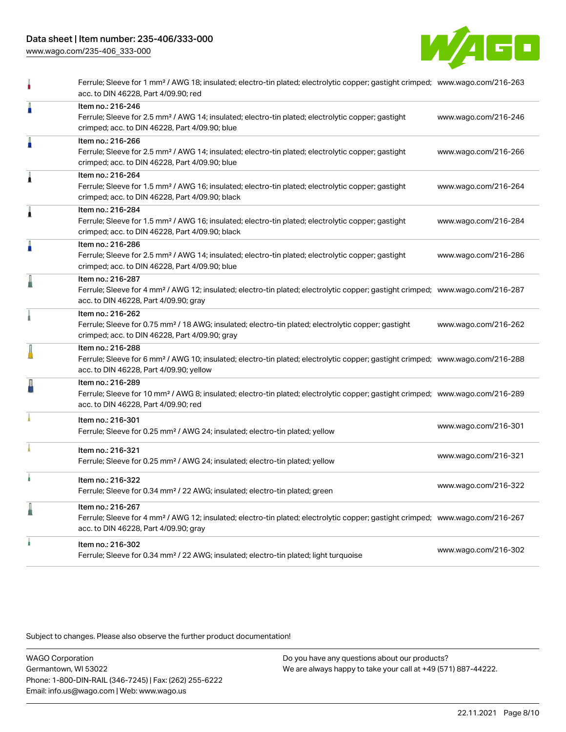| | | |
|---|---|---|
| | Ferrule; Sleeve for 1 mm² / AWG 18; insulated; electro-tin plated; electrolytic copper; gastight crimped; acc. to DIN 46228, Part 4/09.90; red | www.wago.com/216-263 |
| | Item no.: 216-246<br>Ferrule; Sleeve for 2.5 mm² / AWG 14; insulated; electro-tin plated; electrolytic copper; gastight crimped; acc. to DIN 46228, Part 4/09.90; blue | www.wago.com/216-246 |
| | Item no.: 216-266<br>Ferrule; Sleeve for 2.5 mm² / AWG 14; insulated; electro-tin plated; electrolytic copper; gastight crimped; acc. to DIN 46228, Part 4/09.90; blue | www.wago.com/216-266 |
| | Item no.: 216-264<br>Ferrule; Sleeve for 1.5 mm² / AWG 16; insulated; electro-tin plated; electrolytic copper; gastight crimped; acc. to DIN 46228, Part 4/09.90; black | www.wago.com/216-264 |
| | Item no.: 216-284<br>Ferrule; Sleeve for 1.5 mm² / AWG 16; insulated; electro-tin plated; electrolytic copper; gastight crimped; acc. to DIN 46228, Part 4/09.90; black | www.wago.com/216-284 |
| | Item no.: 216-286<br>Ferrule; Sleeve for 2.5 mm² / AWG 14; insulated; electro-tin plated; electrolytic copper; gastight crimped; acc. to DIN 46228, Part 4/09.90; blue | www.wago.com/216-286 |
| | Item no.: 216-287<br>Ferrule; Sleeve for 4 mm² / AWG 12; insulated; electro-tin plated; electrolytic copper; gastight crimped; acc. to DIN 46228, Part 4/09.90; gray | www.wago.com/216-287 |
| | Item no.: 216-262<br>Ferrule; Sleeve for 0.75 mm² / 18 AWG; insulated; electro-tin plated; electrolytic copper; gastight crimped; acc. to DIN 46228, Part 4/09.90; gray | www.wago.com/216-262 |
| | Item no.: 216-288<br>Ferrule; Sleeve for 6 mm² / AWG 10; insulated; electro-tin plated; electrolytic copper; gastight crimped; acc. to DIN 46228, Part 4/09.90; yellow | www.wago.com/216-288 |
| | Item no.: 216-289<br>Ferrule; Sleeve for 10 mm² / AWG 8; insulated; electro-tin plated; electrolytic copper; gastight crimped; acc. to DIN 46228, Part 4/09.90; red | www.wago.com/216-289 |
| | Item no.: 216-301<br>Ferrule; Sleeve for 0.25 mm² / AWG 24; insulated; electro-tin plated; yellow | www.wago.com/216-301 |
| | Item no.: 216-321<br>Ferrule; Sleeve for 0.25 mm² / AWG 24; insulated; electro-tin plated; yellow | www.wago.com/216-321 |
| | Item no.: 216-322<br>Ferrule; Sleeve for 0.34 mm² / 22 AWG; insulated; electro-tin plated; green | www.wago.com/216-322 |
| | Item no.: 216-267<br>Ferrule; Sleeve for 4 mm² / AWG 12; insulated; electro-tin plated; electrolytic copper; gastight crimped; acc. to DIN 46228, Part 4/09.90; gray | www.wago.com/216-267 |
| | Item no.: 216-302<br>Ferrule; Sleeve for 0.34 mm² / 22 AWG; insulated; electro-tin plated; light turquoise | www.wago.com/216-302 |

Subject to changes. Please also observe the further product documentation!

WAGO Corporation
Germantown, WI 53022
Phone: 1-800-DIN-RAIL (346-7245) | Fax: (262) 255-6222
Email: info.us@wago.com | Web: www.wago.us

Do you have any questions about our products?
We are always happy to take your call at +49 (571) 887-44222.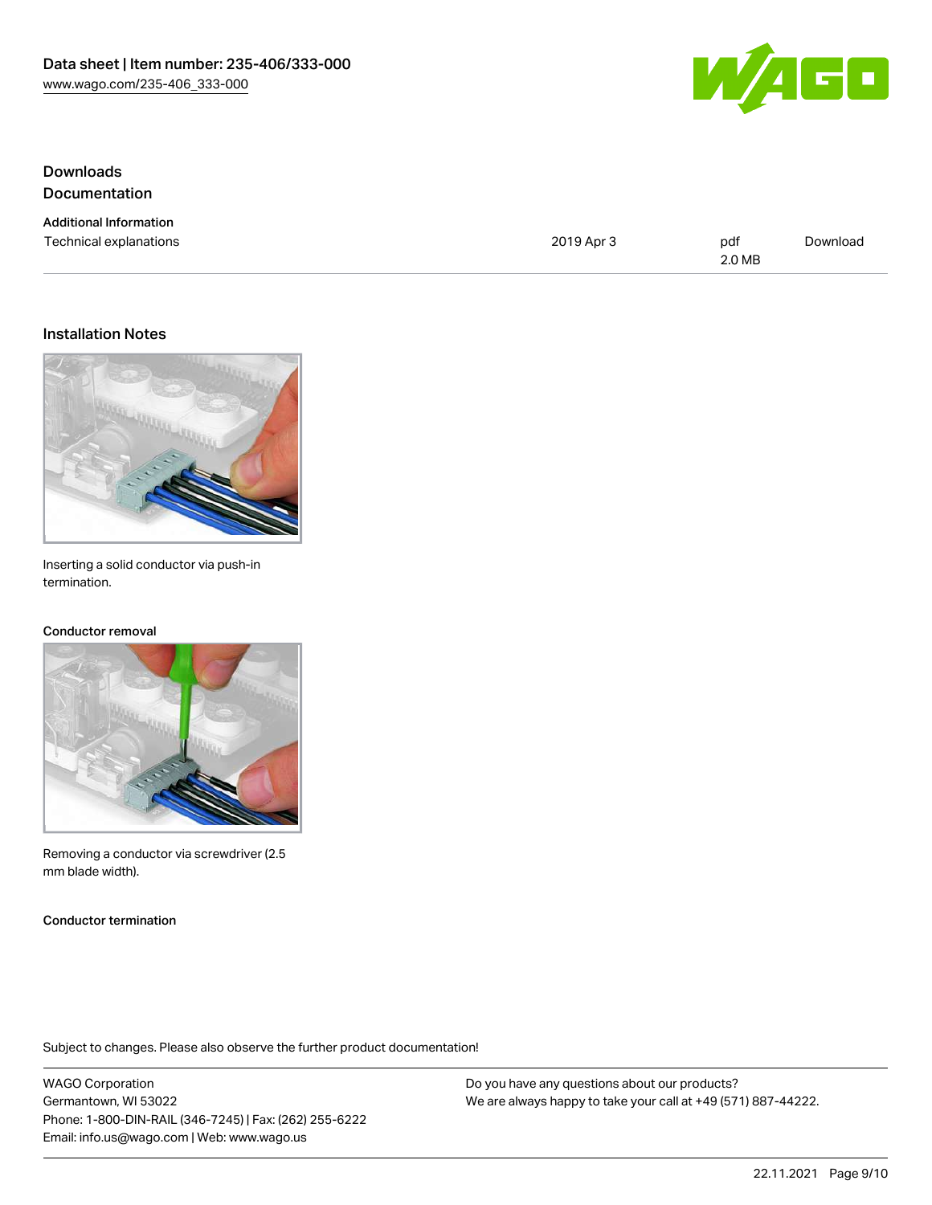## Downloads

## Documentation

### Additional Information

| | | | |
|---|---|---|---|
| Technical explanations | 2019 Apr 3 | pdf 2.0 MB | Download |

## Installation Notes

Inserting a solid conductor via push-in termination.

### Conductor removal

Removing a conductor via screwdriver (2.5 mm blade width).

### Conductor termination

Subject to changes. Please also observe the further product documentation!

WAGO Corporation
Germantown, WI 53022
Phone: 1-800-DIN-RAIL (346-7245) | Fax: (262) 255-6222
Email: info.us@wago.com | Web: www.wago.us

Do you have any questions about our products?
We are always happy to take your call at +49 (571) 887-44222.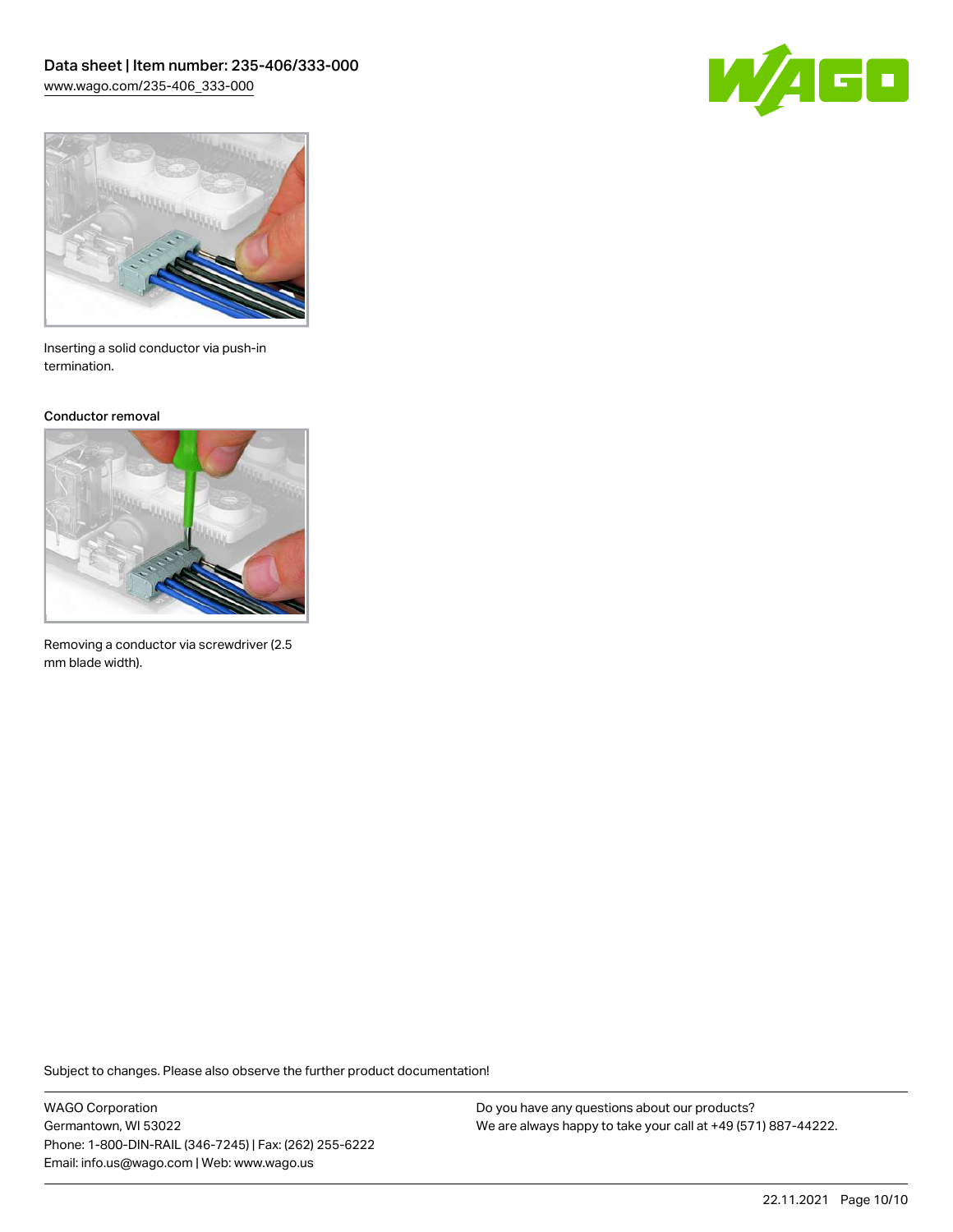Inserting a solid conductor via push-in termination.

Conductor removal

Removing a conductor via screwdriver (2.5 mm blade width).

Subject to changes. Please also observe the further product documentation!

WAGO Corporation
Germantown, WI 53022
Phone: 1-800-DIN-RAIL (346-7245) | Fax: (262) 255-6222
Email: info.us@wago.com | Web: www.wago.us

Do you have any questions about our products?
We are always happy to take your call at +49 (571) 887-44222.